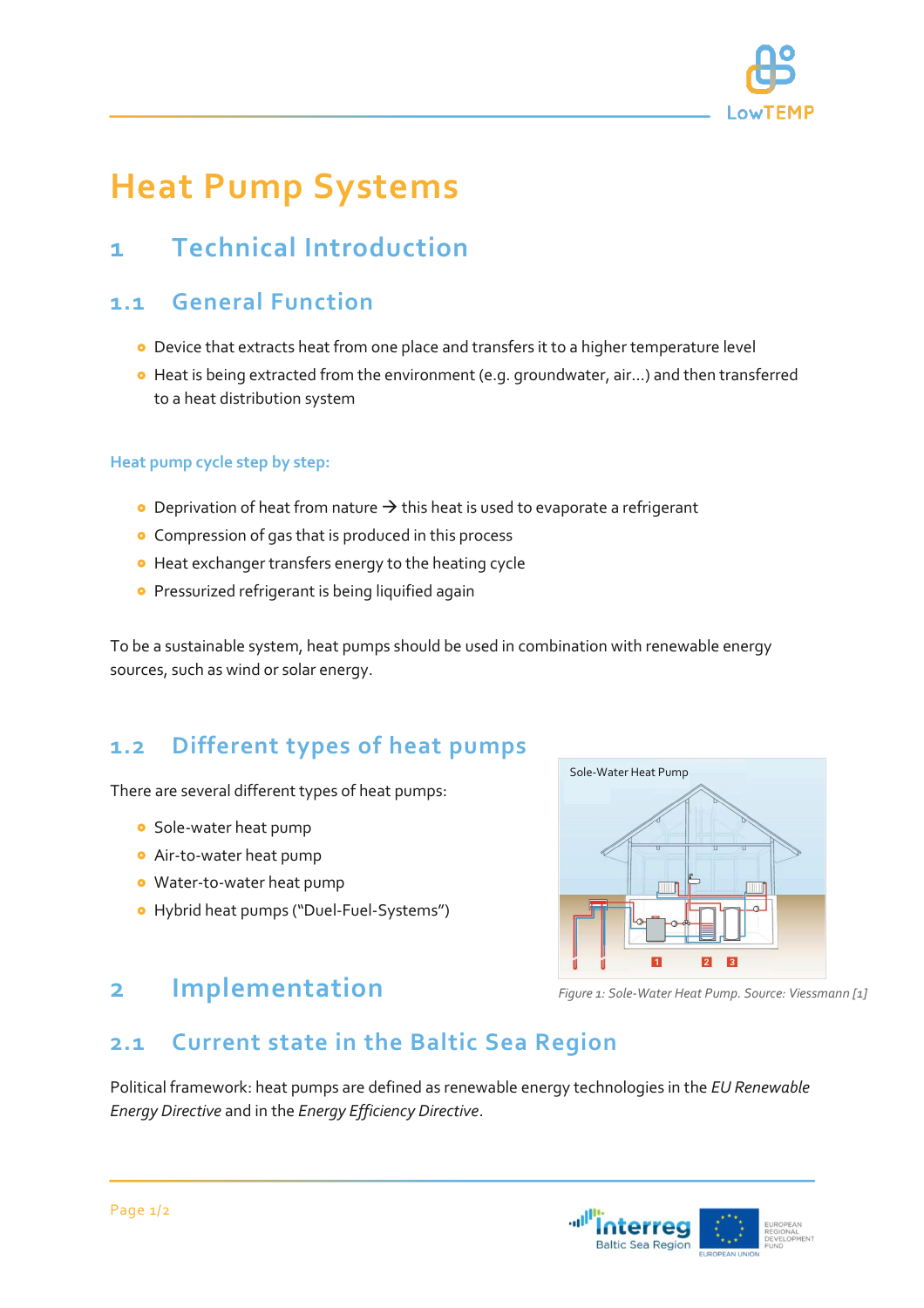# Heat Pump Systems

## 1 Technical Introduction

### 1.1 General Function

- Device that extracts heat from one place and transfers it to a higher temperature level
- Heat is being extracted from the environment (e.g. groundwater, air...) and then transferred to a heat distribution system

**Heat pump cycle step by step:**

- Deprivation of heat from nature → this heat is used to evaporate a refrigerant
- Compression of gas that is produced in this process
- Heat exchanger transfers energy to the heating cycle
- Pressurized refrigerant is being liquified again

To be a sustainable system, heat pumps should be used in combination with renewable energy sources, such as wind or solar energy.

### 1.2 Different types of heat pumps

There are several different types of heat pumps:

- Sole-water heat pump
- Air-to-water heat pump
- Water-to-water heat pump
- Hybrid heat pumps ("Duel-Fuel-Systems")

*Figure 1: Sole-Water Heat Pump. Source: Viessmann [1]*

## 2 Implementation

### 2.1 Current state in the Baltic Sea Region

Political framework: heat pumps are defined as renewable energy technologies in the *EU Renewable Energy Directive* and in the *Energy Efficiency Directive*.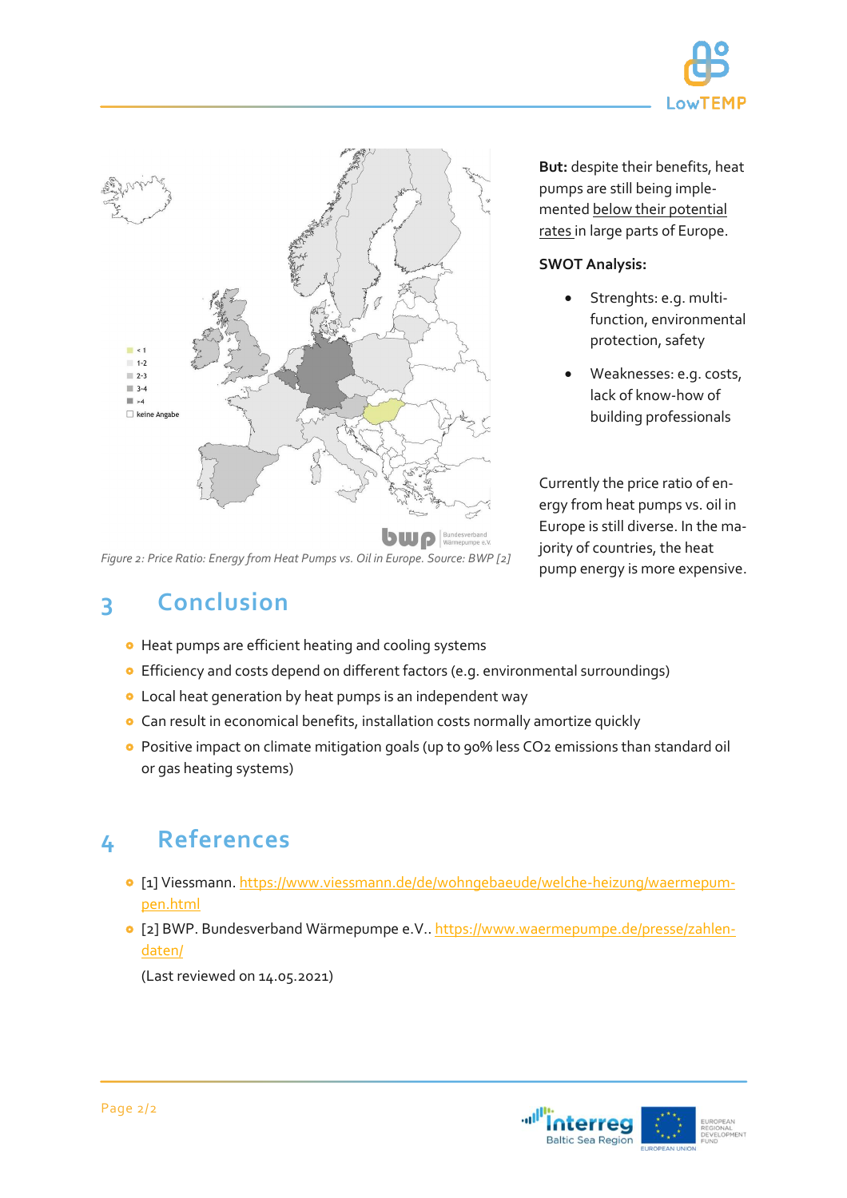< 1
1-2
2-3
3-4
>4
keine Angabe

bwp Bundesverband Wärmepumpe e.V.

*Figure 2: Price Ratio: Energy from Heat Pumps vs. Oil in Europe. Source: BWP [2]*

**But:** despite their benefits, heat pumps are still being implemented below their potential rates in large parts of Europe.

**SWOT Analysis:**

- Strenghts: e.g. multi-function, environmental protection, safety
- Weaknesses: e.g. costs, lack of know-how of building professionals

Currently the price ratio of energy from heat pumps vs. oil in Europe is still diverse. In the majority of countries, the heat pump energy is more expensive.

# 3 Conclusion

- Heat pumps are efficient heating and cooling systems
- Efficiency and costs depend on different factors (e.g. environmental surroundings)
- Local heat generation by heat pumps is an independent way
- Can result in economical benefits, installation costs normally amortize quickly
- Positive impact on climate mitigation goals (up to 90% less $CO_2$ emissions than standard oil or gas heating systems)

# 4 References

- [1] Viessmann. https://www.viessmann.de/de/wohngebaeude/welche-heizung/waermepumpen.html
- [2] BWP. Bundesverband Wärmepumpe e.V.. https://www.waermepumpe.de/presse/zahlen-daten/

  (Last reviewed on 14.05.2021)